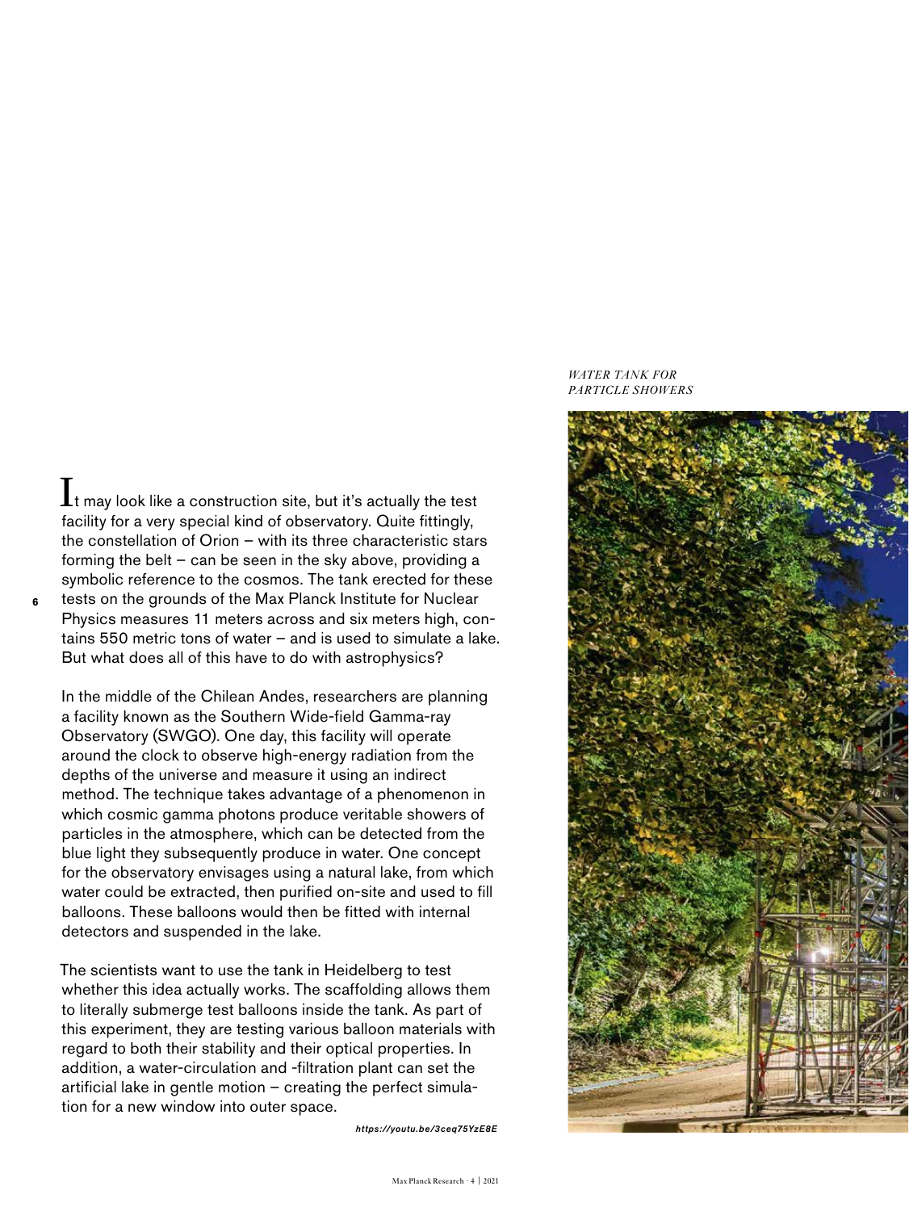*WATER TANK FOR PARTICLE SHOWERS*

It may look like a construction site, but it's actually the test facility for a very special kind of observatory. Quite fittingly, the constellation of Orion – with its three characteristic stars forming the belt – can be seen in the sky above, providing a symbolic reference to the cosmos. The tank erected for these tests on the grounds of the Max Planck Institute for Nuclear Physics measures 11 meters across and six meters high, contains 550 metric tons of water – and is used to simulate a lake. But what does all of this have to do with astrophysics?

In the middle of the Chilean Andes, researchers are planning a facility known as the Southern Wide-field Gamma-ray Observatory (SWGO). One day, this facility will operate around the clock to observe high-energy radiation from the depths of the universe and measure it using an indirect method. The technique takes advantage of a phenomenon in which cosmic gamma photons produce veritable showers of particles in the atmosphere, which can be detected from the blue light they subsequently produce in water. One concept for the observatory envisages using a natural lake, from which water could be extracted, then purified on-site and used to fill balloons. These balloons would then be fitted with internal detectors and suspended in the lake.

The scientists want to use the tank in Heidelberg to test whether this idea actually works. The scaffolding allows them to literally submerge test balloons inside the tank. As part of this experiment, they are testing various balloon materials with regard to both their stability and their optical properties. In addition, a water-circulation and -filtration plant can set the artificial lake in gentle motion – creating the perfect simulation for a new window into outer space.

*https://youtu.be/3ceq75YzE8E*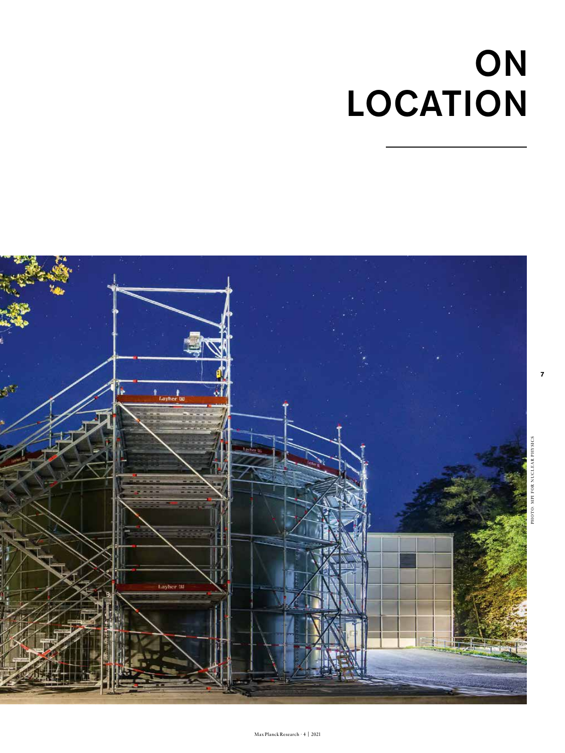# ON LOCATION

PHOTO: MPI FOR NUCLEAR PHYSICS